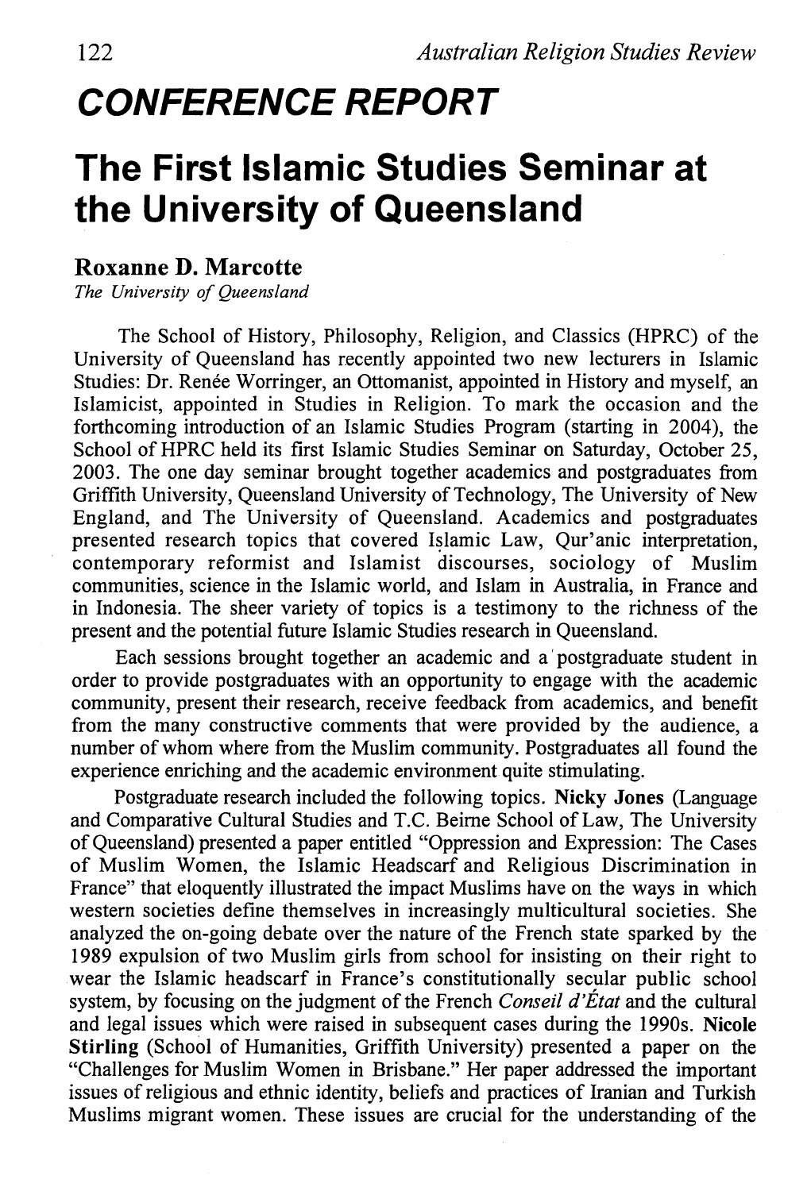# CONFERENCE REPORT

## The First Islamic Studies Seminar at the University of Queensland

**Roxanne D. Marcotte**
*The University of Queensland*

The School of History, Philosophy, Religion, and Classics (HPRC) of the University of Queensland has recently appointed two new lecturers in Islamic Studies: Dr. Renée Worringer, an Ottomanist, appointed in History and myself, an Islamicist, appointed in Studies in Religion. To mark the occasion and the forthcoming introduction of an Islamic Studies Program (starting in 2004), the School of HPRC held its first Islamic Studies Seminar on Saturday, October 25, 2003. The one day seminar brought together academics and postgraduates from Griffith University, Queensland University of Technology, The University of New England, and The University of Queensland. Academics and postgraduates presented research topics that covered Islamic Law, Qur'anic interpretation, contemporary reformist and Islamist discourses, sociology of Muslim communities, science in the Islamic world, and Islam in Australia, in France and in Indonesia. The sheer variety of topics is a testimony to the richness of the present and the potential future Islamic Studies research in Queensland.

Each sessions brought together an academic and a postgraduate student in order to provide postgraduates with an opportunity to engage with the academic community, present their research, receive feedback from academics, and benefit from the many constructive comments that were provided by the audience, a number of whom where from the Muslim community. Postgraduates all found the experience enriching and the academic environment quite stimulating.

Postgraduate research included the following topics. **Nicky Jones** (Language and Comparative Cultural Studies and T.C. Beirne School of Law, The University of Queensland) presented a paper entitled "Oppression and Expression: The Cases of Muslim Women, the Islamic Headscarf and Religious Discrimination in France" that eloquently illustrated the impact Muslims have on the ways in which western societies define themselves in increasingly multicultural societies. She analyzed the on-going debate over the nature of the French state sparked by the 1989 expulsion of two Muslim girls from school for insisting on their right to wear the Islamic headscarf in France's constitutionally secular public school system, by focusing on the judgment of the French *Conseil d'État* and the cultural and legal issues which were raised in subsequent cases during the 1990s. **Nicole Stirling** (School of Humanities, Griffith University) presented a paper on the "Challenges for Muslim Women in Brisbane." Her paper addressed the important issues of religious and ethnic identity, beliefs and practices of Iranian and Turkish Muslims migrant women. These issues are crucial for the understanding of the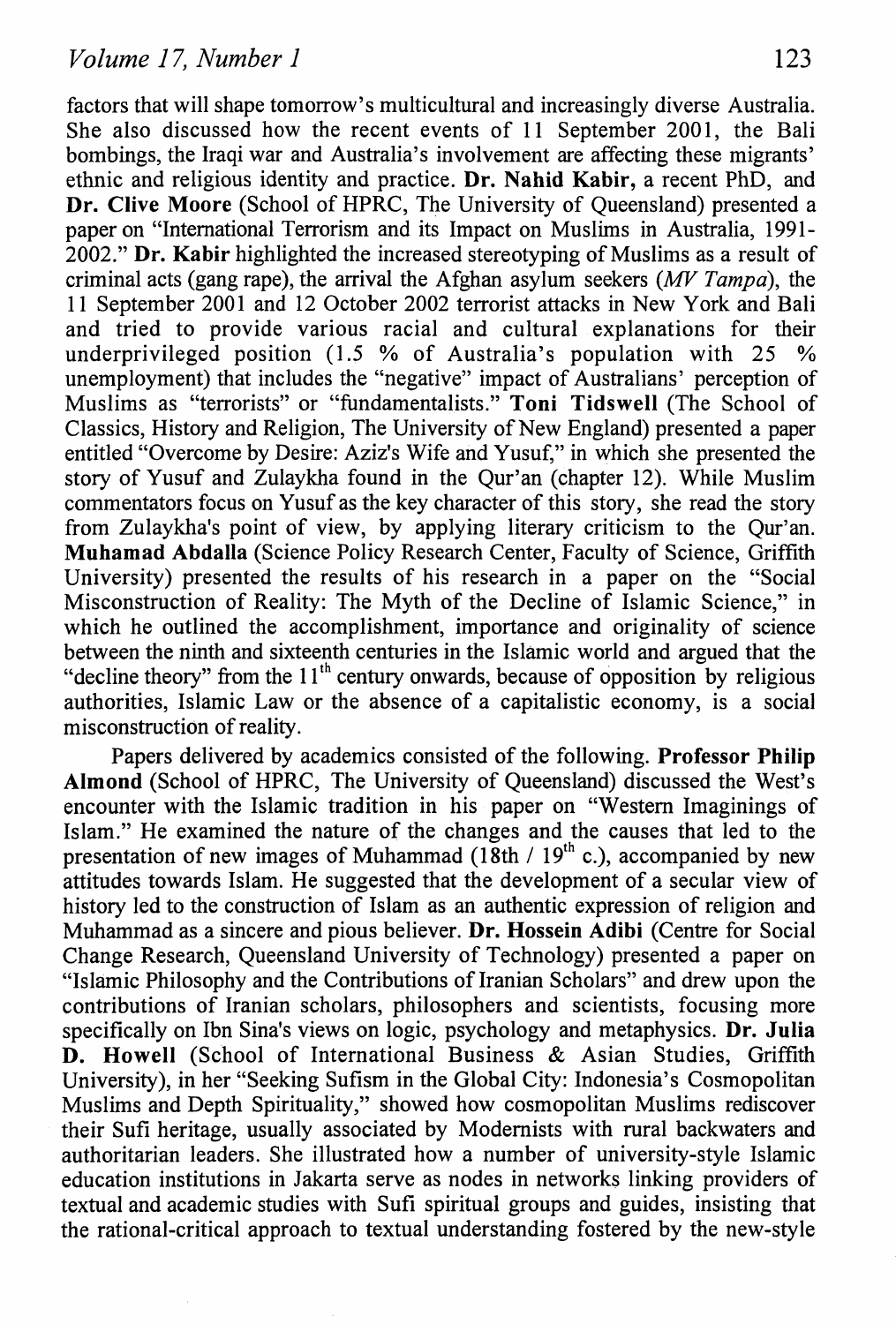factors that will shape tomorrow's multicultural and increasingly diverse Australia. She also discussed how the recent events of 11 September 2001, the Bali bombings, the Iraqi war and Australia's involvement are affecting these migrants' ethnic and religious identity and practice. **Dr. Nahid Kabir,** a recent PhD, and **Dr. Clive Moore** (School of HPRC, The University of Queensland) presented a paper on "International Terrorism and its Impact on Muslims in Australia, 1991-2002." **Dr. Kabir** highlighted the increased stereotyping of Muslims as a result of criminal acts (gang rape), the arrival the Afghan asylum seekers (*MV Tampa*), the 11 September 2001 and 12 October 2002 terrorist attacks in New York and Bali and tried to provide various racial and cultural explanations for their underprivileged position (1.5 % of Australia's population with 25 % unemployment) that includes the "negative" impact of Australians' perception of Muslims as "terrorists" or "fundamentalists." **Toni Tidswell** (The School of Classics, History and Religion, The University of New England) presented a paper entitled "Overcome by Desire: Aziz's Wife and Yusuf," in which she presented the story of Yusuf and Zulaykha found in the Qur'an (chapter 12). While Muslim commentators focus on Yusuf as the key character of this story, she read the story from Zulaykha's point of view, by applying literary criticism to the Qur'an. **Muhamad Abdalla** (Science Policy Research Center, Faculty of Science, Griffith University) presented the results of his research in a paper on the "Social Misconstruction of Reality: The Myth of the Decline of Islamic Science," in which he outlined the accomplishment, importance and originality of science between the ninth and sixteenth centuries in the Islamic world and argued that the "decline theory" from the 11th century onwards, because of opposition by religious authorities, Islamic Law or the absence of a capitalistic economy, is a social misconstruction of reality.

Papers delivered by academics consisted of the following. **Professor Philip Almond** (School of HPRC, The University of Queensland) discussed the West's encounter with the Islamic tradition in his paper on "Western Imaginings of Islam." He examined the nature of the changes and the causes that led to the presentation of new images of Muhammad (18th / 19th c.), accompanied by new attitudes towards Islam. He suggested that the development of a secular view of history led to the construction of Islam as an authentic expression of religion and Muhammad as a sincere and pious believer. **Dr. Hossein Adibi** (Centre for Social Change Research, Queensland University of Technology) presented a paper on "Islamic Philosophy and the Contributions of Iranian Scholars" and drew upon the contributions of Iranian scholars, philosophers and scientists, focusing more specifically on Ibn Sina's views on logic, psychology and metaphysics. **Dr. Julia D. Howell** (School of International Business & Asian Studies, Griffith University), in her "Seeking Sufism in the Global City: Indonesia's Cosmopolitan Muslims and Depth Spirituality," showed how cosmopolitan Muslims rediscover their Sufi heritage, usually associated by Modernists with rural backwaters and authoritarian leaders. She illustrated how a number of university-style Islamic education institutions in Jakarta serve as nodes in networks linking providers of textual and academic studies with Sufi spiritual groups and guides, insisting that the rational-critical approach to textual understanding fostered by the new-style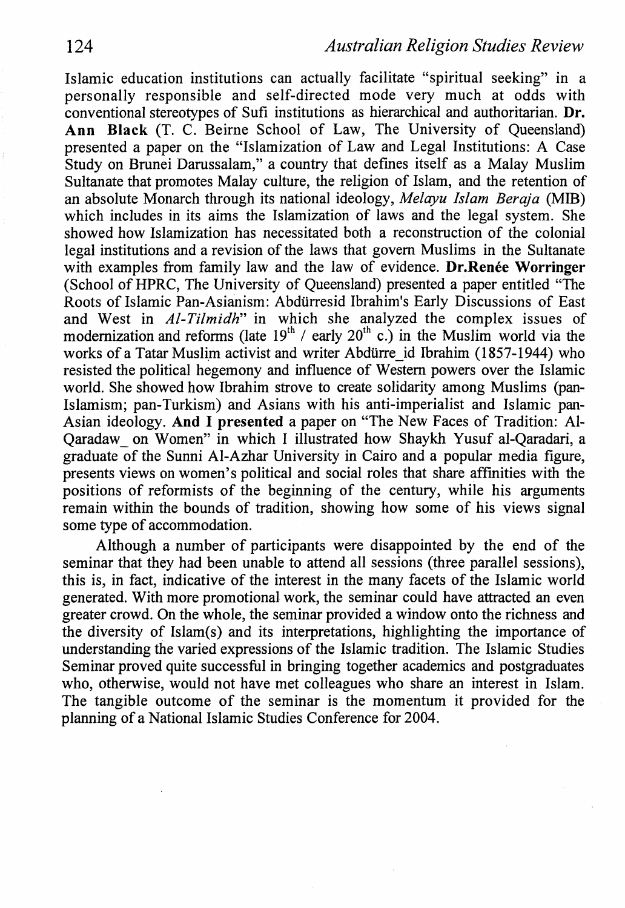Islamic education institutions can actually facilitate "spiritual seeking" in a personally responsible and self-directed mode very much at odds with conventional stereotypes of Sufi institutions as hierarchical and authoritarian. **Dr. Ann Black** (T. C. Beirne School of Law, The University of Queensland) presented a paper on the "Islamization of Law and Legal Institutions: A Case Study on Brunei Darussalam," a country that defines itself as a Malay Muslim Sultanate that promotes Malay culture, the religion of Islam, and the retention of an absolute Monarch through its national ideology, *Melayu Islam Beraja* (MIB) which includes in its aims the Islamization of laws and the legal system. She showed how Islamization has necessitated both a reconstruction of the colonial legal institutions and a revision of the laws that govern Muslims in the Sultanate with examples from family law and the law of evidence. **Dr.Renée Worringer** (School of HPRC, The University of Queensland) presented a paper entitled "The Roots of Islamic Pan-Asianism: Abdürresid Ibrahim's Early Discussions of East and West in *Al-Tilmidh*" in which she analyzed the complex issues of modernization and reforms (late 19th / early 20th c.) in the Muslim world via the works of a Tatar Muslim activist and writer Abdürre_id Ibrahim (1857-1944) who resisted the political hegemony and influence of Western powers over the Islamic world. She showed how Ibrahim strove to create solidarity among Muslims (pan-Islamism; pan-Turkism) and Asians with his anti-imperialist and Islamic pan-Asian ideology. **And I presented** a paper on "The New Faces of Tradition: Al-Qaradaw_ on Women" in which I illustrated how Shaykh Yusuf al-Qaradari, a graduate of the Sunni Al-Azhar University in Cairo and a popular media figure, presents views on women's political and social roles that share affinities with the positions of reformists of the beginning of the century, while his arguments remain within the bounds of tradition, showing how some of his views signal some type of accommodation.

Although a number of participants were disappointed by the end of the seminar that they had been unable to attend all sessions (three parallel sessions), this is, in fact, indicative of the interest in the many facets of the Islamic world generated. With more promotional work, the seminar could have attracted an even greater crowd. On the whole, the seminar provided a window onto the richness and the diversity of Islam(s) and its interpretations, highlighting the importance of understanding the varied expressions of the Islamic tradition. The Islamic Studies Seminar proved quite successful in bringing together academics and postgraduates who, otherwise, would not have met colleagues who share an interest in Islam. The tangible outcome of the seminar is the momentum it provided for the planning of a National Islamic Studies Conference for 2004.